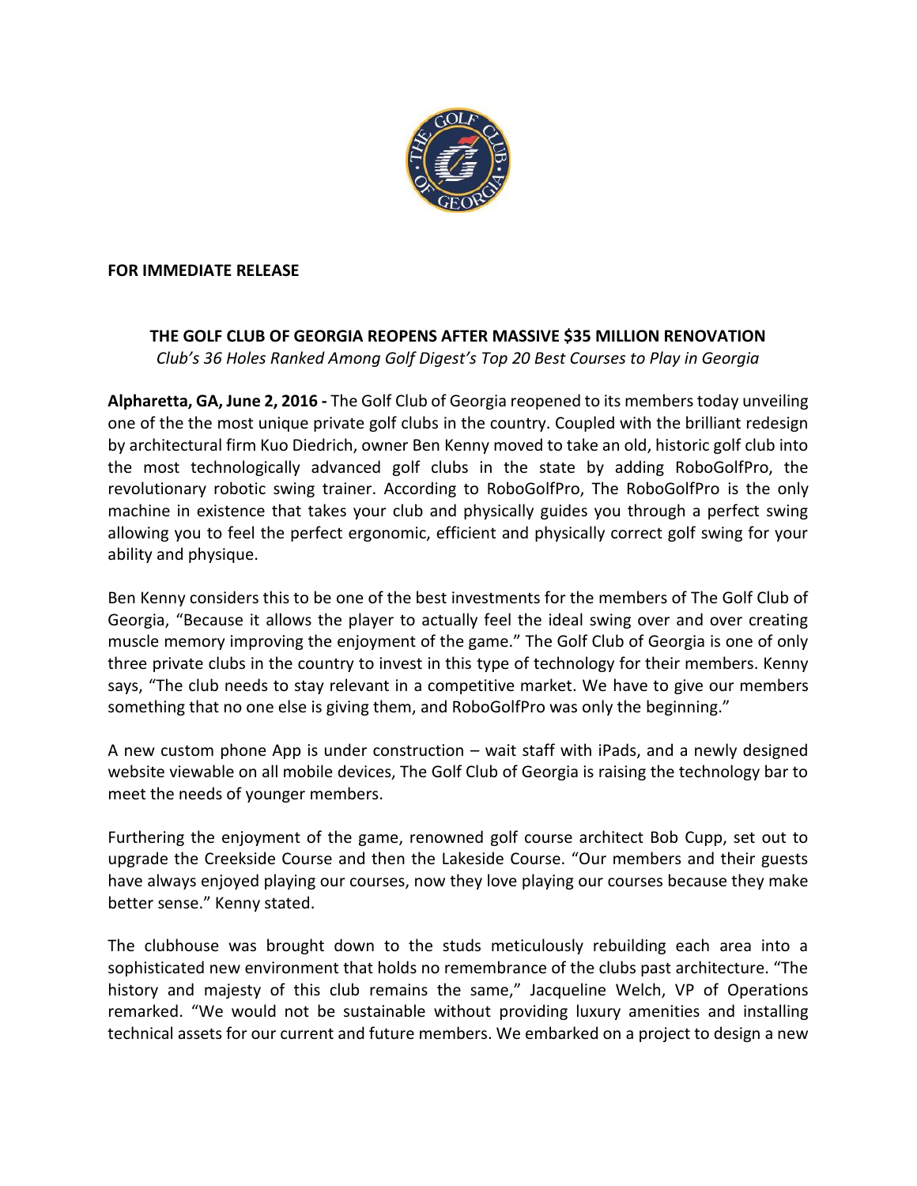**FOR IMMEDIATE RELEASE**

**THE GOLF CLUB OF GEORGIA REOPENS AFTER MASSIVE $35 MILLION RENOVATION**

*Club's 36 Holes Ranked Among Golf Digest's Top 20 Best Courses to Play in Georgia*

**Alpharetta, GA, June 2, 2016 -** The Golf Club of Georgia reopened to its members today unveiling one of the the most unique private golf clubs in the country. Coupled with the brilliant redesign by architectural firm Kuo Diedrich, owner Ben Kenny moved to take an old, historic golf club into the most technologically advanced golf clubs in the state by adding RoboGolfPro, the revolutionary robotic swing trainer. According to RoboGolfPro, The RoboGolfPro is the only machine in existence that takes your club and physically guides you through a perfect swing allowing you to feel the perfect ergonomic, efficient and physically correct golf swing for your ability and physique.

Ben Kenny considers this to be one of the best investments for the members of The Golf Club of Georgia, "Because it allows the player to actually feel the ideal swing over and over creating muscle memory improving the enjoyment of the game." The Golf Club of Georgia is one of only three private clubs in the country to invest in this type of technology for their members. Kenny says, "The club needs to stay relevant in a competitive market. We have to give our members something that no one else is giving them, and RoboGolfPro was only the beginning."

A new custom phone App is under construction – wait staff with iPads, and a newly designed website viewable on all mobile devices, The Golf Club of Georgia is raising the technology bar to meet the needs of younger members.

Furthering the enjoyment of the game, renowned golf course architect Bob Cupp, set out to upgrade the Creekside Course and then the Lakeside Course. "Our members and their guests have always enjoyed playing our courses, now they love playing our courses because they make better sense." Kenny stated.

The clubhouse was brought down to the studs meticulously rebuilding each area into a sophisticated new environment that holds no remembrance of the clubs past architecture. "The history and majesty of this club remains the same," Jacqueline Welch, VP of Operations remarked. "We would not be sustainable without providing luxury amenities and installing technical assets for our current and future members. We embarked on a project to design a new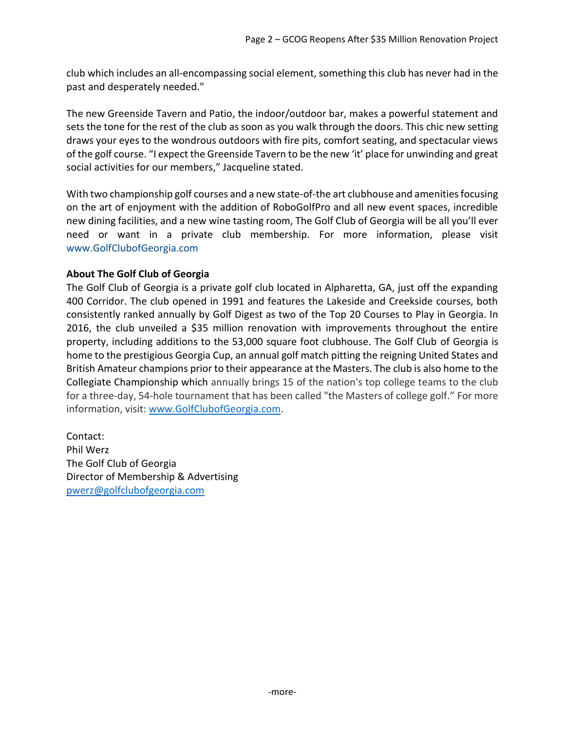club which includes an all-encompassing social element, something this club has never had in the past and desperately needed."

The new Greenside Tavern and Patio, the indoor/outdoor bar, makes a powerful statement and sets the tone for the rest of the club as soon as you walk through the doors. This chic new setting draws your eyes to the wondrous outdoors with fire pits, comfort seating, and spectacular views of the golf course. "I expect the Greenside Tavern to be the new 'it' place for unwinding and great social activities for our members," Jacqueline stated.

With two championship golf courses and a new state-of-the art clubhouse and amenities focusing on the art of enjoyment with the addition of RoboGolfPro and all new event spaces, incredible new dining facilities, and a new wine tasting room, The Golf Club of Georgia will be all you'll ever need or want in a private club membership. For more information, please visit www.GolfClubofGeorgia.com

**About The Golf Club of Georgia**

The Golf Club of Georgia is a private golf club located in Alpharetta, GA, just off the expanding 400 Corridor. The club opened in 1991 and features the Lakeside and Creekside courses, both consistently ranked annually by Golf Digest as two of the Top 20 Courses to Play in Georgia. In 2016, the club unveiled a $35 million renovation with improvements throughout the entire property, including additions to the 53,000 square foot clubhouse. The Golf Club of Georgia is home to the prestigious Georgia Cup, an annual golf match pitting the reigning United States and British Amateur champions prior to their appearance at the Masters. The club is also home to the Collegiate Championship which annually brings 15 of the nation's top college teams to the club for a three-day, 54-hole tournament that has been called "the Masters of college golf." For more information, visit: www.GolfClubofGeorgia.com.

Contact:
Phil Werz
The Golf Club of Georgia
Director of Membership & Advertising
pwerz@golfclubofgeorgia.com

-more-